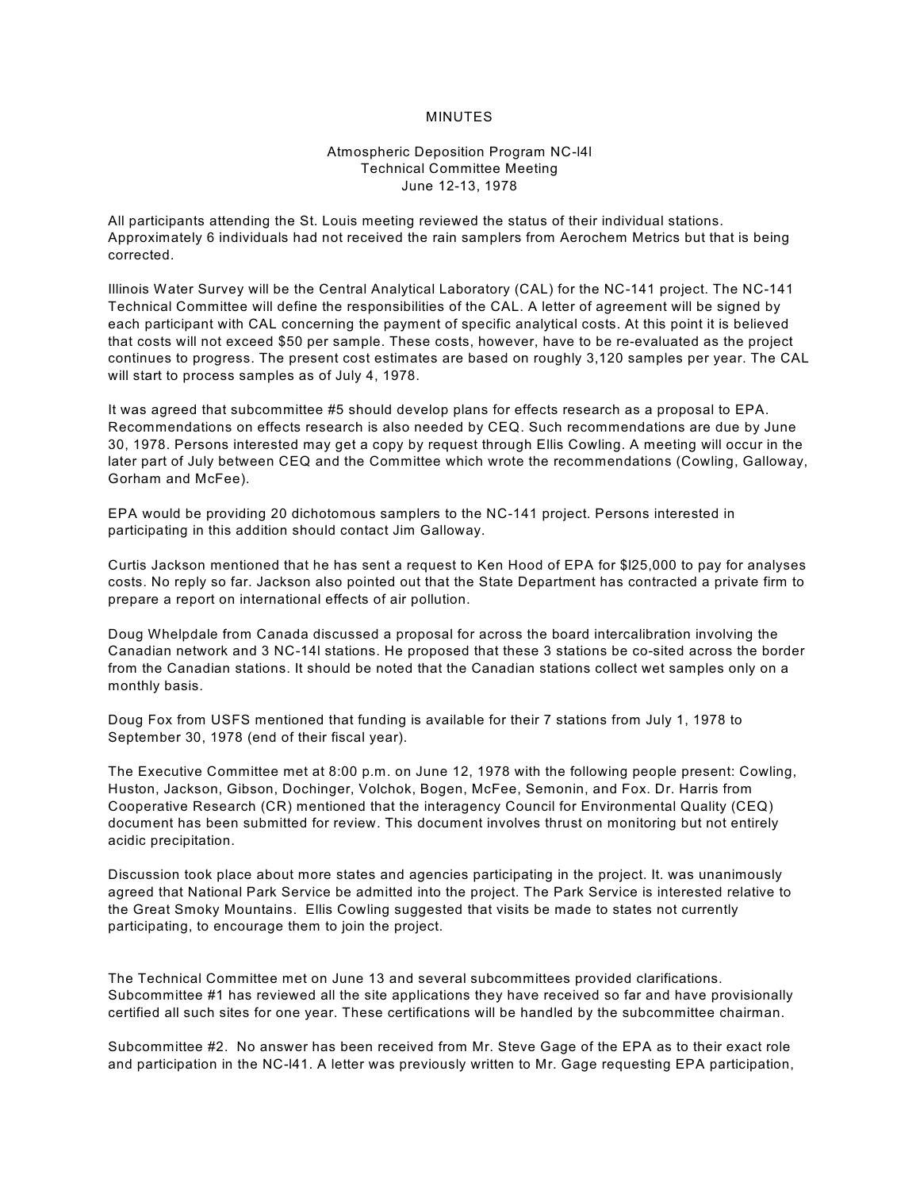MINUTES

Atmospheric Deposition Program NC-l4l
Technical Committee Meeting
June 12-13, 1978

All participants attending the St. Louis meeting reviewed the status of their individual stations. Approximately 6 individuals had not received the rain samplers from Aerochem Metrics but that is being corrected.

Illinois Water Survey will be the Central Analytical Laboratory (CAL) for the NC-141 project. The NC-141 Technical Committee will define the responsibilities of the CAL. A letter of agreement will be signed by each participant with CAL concerning the payment of specific analytical costs. At this point it is believed that costs will not exceed $50 per sample. These costs, however, have to be re-evaluated as the project continues to progress. The present cost estimates are based on roughly 3,120 samples per year. The CAL will start to process samples as of July 4, 1978.

It was agreed that subcommittee #5 should develop plans for effects research as a proposal to EPA. Recommendations on effects research is also needed by CEQ. Such recommendations are due by June 30, 1978. Persons interested may get a copy by request through Ellis Cowling. A meeting will occur in the later part of July between CEQ and the Committee which wrote the recommendations (Cowling, Galloway, Gorham and McFee).

EPA would be providing 20 dichotomous samplers to the NC-141 project. Persons interested in participating in this addition should contact Jim Galloway.

Curtis Jackson mentioned that he has sent a request to Ken Hood of EPA for $l25,000 to pay for analyses costs. No reply so far. Jackson also pointed out that the State Department has contracted a private firm to prepare a report on international effects of air pollution.

Doug Whelpdale from Canada discussed a proposal for across the board intercalibration involving the Canadian network and 3 NC-14l stations. He proposed that these 3 stations be co-sited across the border from the Canadian stations. It should be noted that the Canadian stations collect wet samples only on a monthly basis.

Doug Fox from USFS mentioned that funding is available for their 7 stations from July 1, 1978 to September 30, 1978 (end of their fiscal year).

The Executive Committee met at 8:00 p.m. on June 12, 1978 with the following people present: Cowling, Huston, Jackson, Gibson, Dochinger, Volchok, Bogen, McFee, Semonin, and Fox. Dr. Harris from Cooperative Research (CR) mentioned that the interagency Council for Environmental Quality (CEQ) document has been submitted for review. This document involves thrust on monitoring but not entirely acidic precipitation.

Discussion took place about more states and agencies participating in the project. It. was unanimously agreed that National Park Service be admitted into the project. The Park Service is interested relative to the Great Smoky Mountains. Ellis Cowling suggested that visits be made to states not currently participating, to encourage them to join the project.

The Technical Committee met on June 13 and several subcommittees provided clarifications. Subcommittee #1 has reviewed all the site applications they have received so far and have provisionally certified all such sites for one year. These certifications will be handled by the subcommittee chairman.

Subcommittee #2. No answer has been received from Mr. Steve Gage of the EPA as to their exact role and participation in the NC-l41. A letter was previously written to Mr. Gage requesting EPA participation,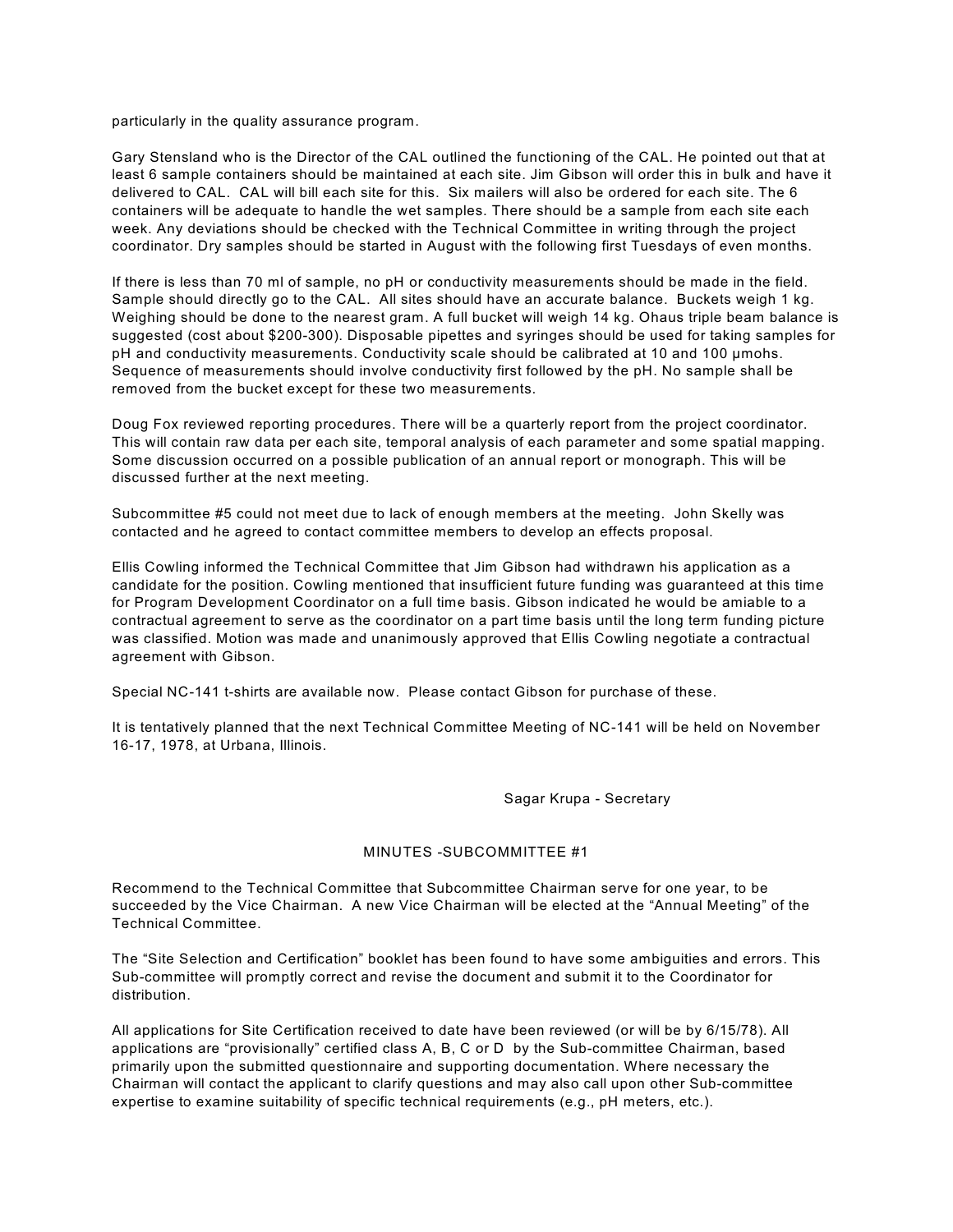particularly in the quality assurance program.

Gary Stensland who is the Director of the CAL outlined the functioning of the CAL. He pointed out that at least 6 sample containers should be maintained at each site. Jim Gibson will order this in bulk and have it delivered to CAL. CAL will bill each site for this. Six mailers will also be ordered for each site. The 6 containers will be adequate to handle the wet samples. There should be a sample from each site each week. Any deviations should be checked with the Technical Committee in writing through the project coordinator. Dry samples should be started in August with the following first Tuesdays of even months.

If there is less than 70 ml of sample, no pH or conductivity measurements should be made in the field. Sample should directly go to the CAL. All sites should have an accurate balance. Buckets weigh 1 kg. Weighing should be done to the nearest gram. A full bucket will weigh 14 kg. Ohaus triple beam balance is suggested (cost about $200-300). Disposable pipettes and syringes should be used for taking samples for pH and conductivity measurements. Conductivity scale should be calibrated at 10 and 100 µmohs. Sequence of measurements should involve conductivity first followed by the pH. No sample shall be removed from the bucket except for these two measurements.

Doug Fox reviewed reporting procedures. There will be a quarterly report from the project coordinator. This will contain raw data per each site, temporal analysis of each parameter and some spatial mapping. Some discussion occurred on a possible publication of an annual report or monograph. This will be discussed further at the next meeting.

Subcommittee #5 could not meet due to lack of enough members at the meeting. John Skelly was contacted and he agreed to contact committee members to develop an effects proposal.

Ellis Cowling informed the Technical Committee that Jim Gibson had withdrawn his application as a candidate for the position. Cowling mentioned that insufficient future funding was guaranteed at this time for Program Development Coordinator on a full time basis. Gibson indicated he would be amiable to a contractual agreement to serve as the coordinator on a part time basis until the long term funding picture was classified. Motion was made and unanimously approved that Ellis Cowling negotiate a contractual agreement with Gibson.

Special NC-141 t-shirts are available now. Please contact Gibson for purchase of these.

It is tentatively planned that the next Technical Committee Meeting of NC-141 will be held on November 16-17, 1978, at Urbana, Illinois.

Sagar Krupa - Secretary

## MINUTES -SUBCOMMITTEE #1

Recommend to the Technical Committee that Subcommittee Chairman serve for one year, to be succeeded by the Vice Chairman. A new Vice Chairman will be elected at the "Annual Meeting" of the Technical Committee.

The "Site Selection and Certification" booklet has been found to have some ambiguities and errors. This Sub-committee will promptly correct and revise the document and submit it to the Coordinator for distribution.

All applications for Site Certification received to date have been reviewed (or will be by 6/15/78). All applications are "provisionally" certified class A, B, C or D by the Sub-committee Chairman, based primarily upon the submitted questionnaire and supporting documentation. Where necessary the Chairman will contact the applicant to clarify questions and may also call upon other Sub-committee expertise to examine suitability of specific technical requirements (e.g., pH meters, etc.).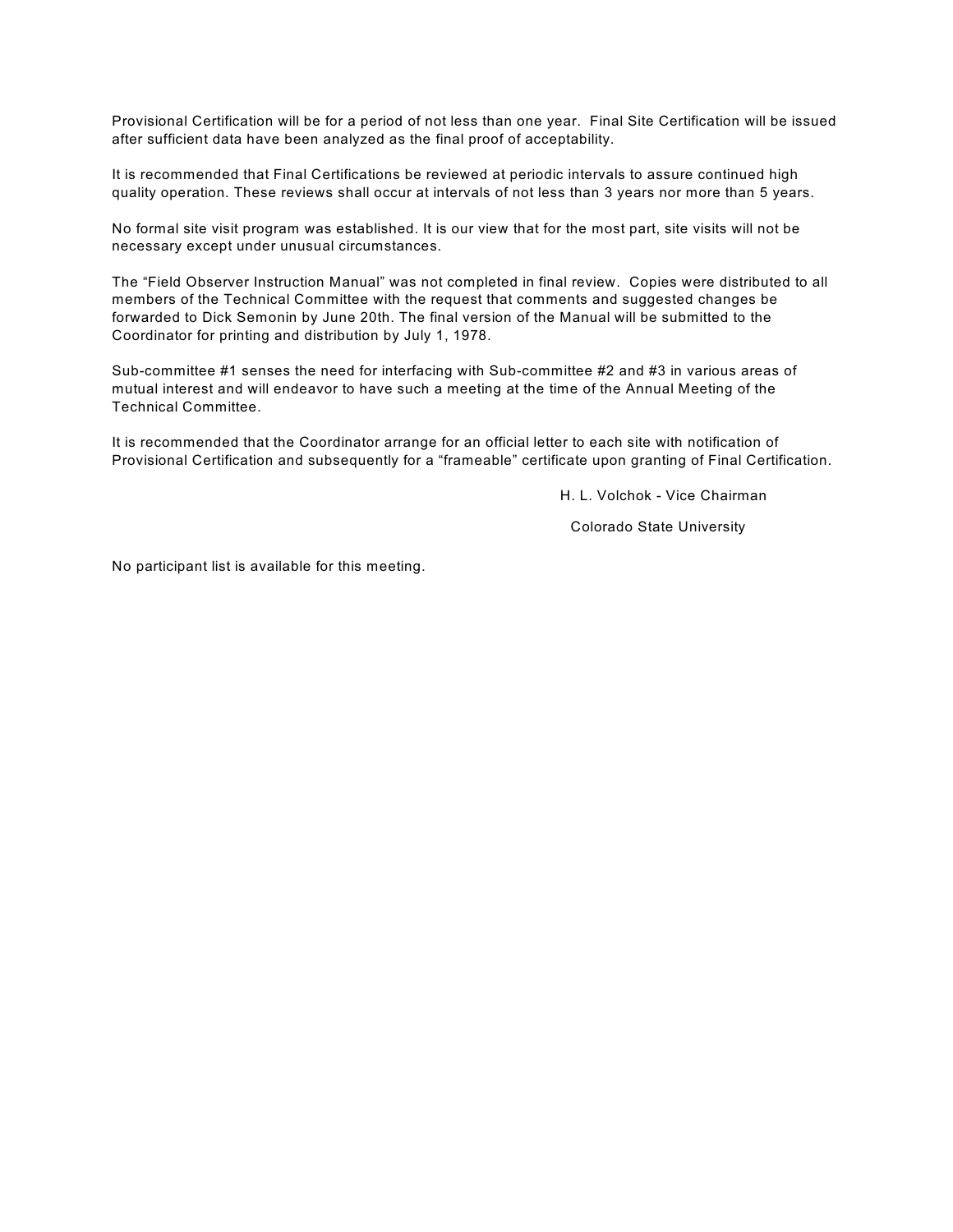Provisional Certification will be for a period of not less than one year. Final Site Certification will be issued after sufficient data have been analyzed as the final proof of acceptability.

It is recommended that Final Certifications be reviewed at periodic intervals to assure continued high quality operation. These reviews shall occur at intervals of not less than 3 years nor more than 5 years.

No formal site visit program was established. It is our view that for the most part, site visits will not be necessary except under unusual circumstances.

The "Field Observer Instruction Manual" was not completed in final review. Copies were distributed to all members of the Technical Committee with the request that comments and suggested changes be forwarded to Dick Semonin by June 20th. The final version of the Manual will be submitted to the Coordinator for printing and distribution by July 1, 1978.

Sub-committee #1 senses the need for interfacing with Sub-committee #2 and #3 in various areas of mutual interest and will endeavor to have such a meeting at the time of the Annual Meeting of the Technical Committee.

It is recommended that the Coordinator arrange for an official letter to each site with notification of Provisional Certification and subsequently for a "frameable" certificate upon granting of Final Certification.

H. L. Volchok - Vice Chairman

Colorado State University

No participant list is available for this meeting.